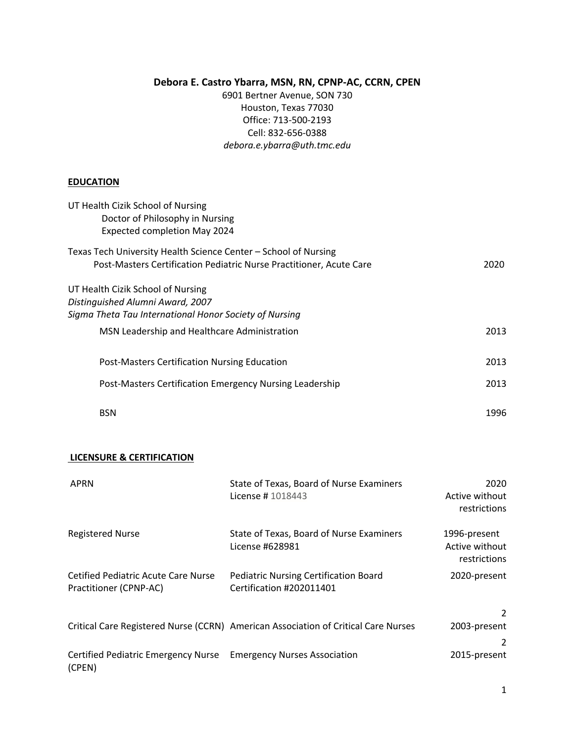**Debora E. Castro Ybarra, MSN, RN, CPNP-AC, CCRN, CPEN**

6901 Bertner Avenue, SON 730
Houston, Texas 77030
Office: 713-500-2193
Cell: 832-656-0388
*debora.e.ybarra@uth.tmc.edu*

## EDUCATION

UT Health Cizik School of Nursing
Doctor of Philosophy in Nursing
Expected completion May 2024

Texas Tech University Health Science Center – School of Nursing
Post-Masters Certification Pediatric Nurse Practitioner, Acute Care — 2020

UT Health Cizik School of Nursing
*Distinguished Alumni Award, 2007*
*Sigma Theta Tau International Honor Society of Nursing*

| | |
|---|---|
| MSN Leadership and Healthcare Administration | 2013 |
| Post-Masters Certification Nursing Education | 2013 |
| Post-Masters Certification Emergency Nursing Leadership | 2013 |
| BSN | 1996 |

## LICENSURE & CERTIFICATION

| | | |
|---|---|---|
| APRN | State of Texas, Board of Nurse Examiners License # 1018443 | 2020 Active without restrictions |
| Registered Nurse | State of Texas, Board of Nurse Examiners License #628981 | 1996-present Active without restrictions |
| Certified Pediatric Acute Care Nurse Practitioner (CPNP-AC) | Pediatric Nursing Certification Board Certification #202011401 | 2020-present |
| Critical Care Registered Nurse (CCRN) | American Association of Critical Care Nurses | 2 2003-present |
| Certified Pediatric Emergency Nurse (CPEN) | Emergency Nurses Association | 2 2015-present |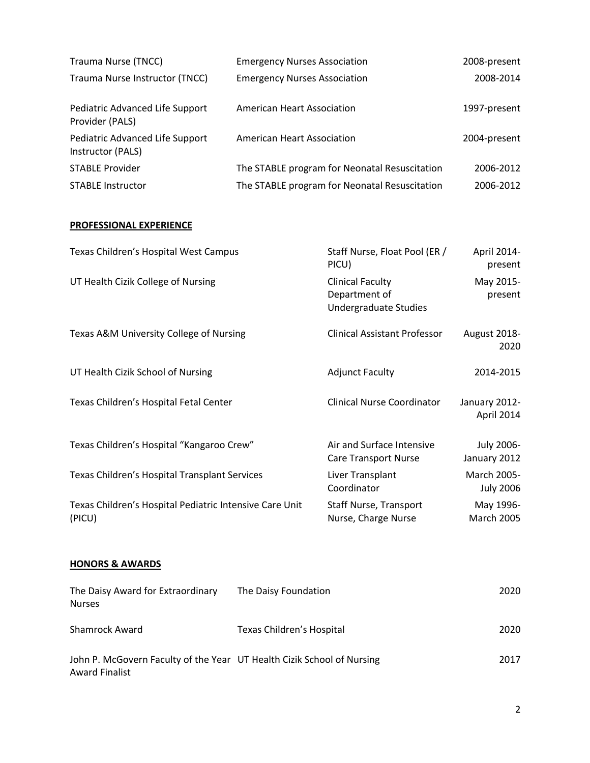| | | |
|---|---|---|
| Trauma Nurse (TNCC) | Emergency Nurses Association | 2008-present |
| Trauma Nurse Instructor (TNCC) | Emergency Nurses Association | 2008-2014 |
| Pediatric Advanced Life Support Provider (PALS) | American Heart Association | 1997-present |
| Pediatric Advanced Life Support Instructor (PALS) | American Heart Association | 2004-present |
| STABLE Provider | The STABLE program for Neonatal Resuscitation | 2006-2012 |
| STABLE Instructor | The STABLE program for Neonatal Resuscitation | 2006-2012 |

## PROFESSIONAL EXPERIENCE

| | | |
|---|---|---|
| Texas Children's Hospital West Campus | Staff Nurse, Float Pool (ER / PICU) | April 2014-present |
| UT Health Cizik College of Nursing | Clinical Faculty Department of Undergraduate Studies | May 2015-present |
| Texas A&M University College of Nursing | Clinical Assistant Professor | August 2018-2020 |
| UT Health Cizik School of Nursing | Adjunct Faculty | 2014-2015 |
| Texas Children's Hospital Fetal Center | Clinical Nurse Coordinator | January 2012-April 2014 |
| Texas Children's Hospital "Kangaroo Crew" | Air and Surface Intensive Care Transport Nurse | July 2006-January 2012 |
| Texas Children's Hospital Transplant Services | Liver Transplant Coordinator | March 2005-July 2006 |
| Texas Children's Hospital Pediatric Intensive Care Unit (PICU) | Staff Nurse, Transport Nurse, Charge Nurse | May 1996-March 2005 |

## HONORS & AWARDS

| | | |
|---|---|---|
| The Daisy Award for Extraordinary Nurses | The Daisy Foundation | 2020 |
| Shamrock Award | Texas Children's Hospital | 2020 |
| John P. McGovern Faculty of the Year Award Finalist | UT Health Cizik School of Nursing | 2017 |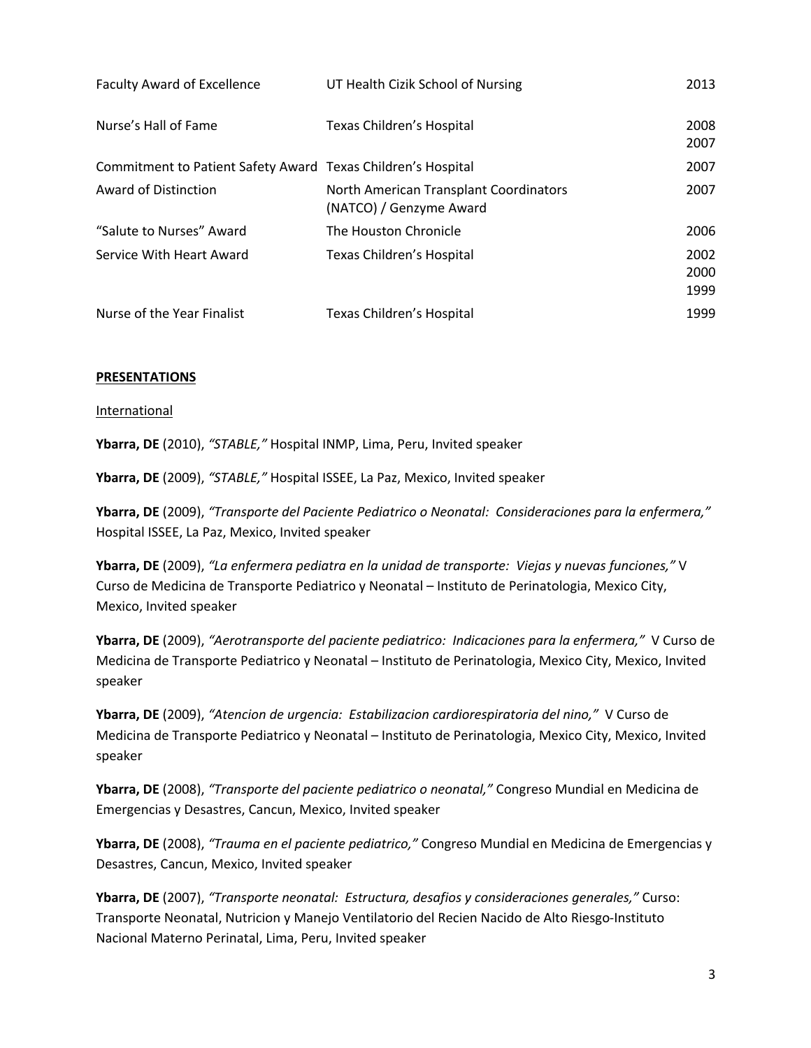| | | |
|---|---|---|
| Faculty Award of Excellence | UT Health Cizik School of Nursing | 2013 |
| Nurse's Hall of Fame | Texas Children's Hospital | 2008<br>2007 |
| Commitment to Patient Safety Award | Texas Children's Hospital | 2007 |
| Award of Distinction | North American Transplant Coordinators (NATCO) / Genzyme Award | 2007 |
| "Salute to Nurses" Award | The Houston Chronicle | 2006 |
| Service With Heart Award | Texas Children's Hospital | 2002<br>2000<br>1999 |
| Nurse of the Year Finalist | Texas Children's Hospital | 1999 |

## PRESENTATIONS

### International

**Ybarra, DE** (2010), *"STABLE,"* Hospital INMP, Lima, Peru, Invited speaker

**Ybarra, DE** (2009), *"STABLE,"* Hospital ISSEE, La Paz, Mexico, Invited speaker

**Ybarra, DE** (2009), *"Transporte del Paciente Pediatrico o Neonatal: Consideraciones para la enfermera,"* Hospital ISSEE, La Paz, Mexico, Invited speaker

**Ybarra, DE** (2009), *"La enfermera pediatra en la unidad de transporte: Viejas y nuevas funciones,"* V Curso de Medicina de Transporte Pediatrico y Neonatal – Instituto de Perinatologia, Mexico City, Mexico, Invited speaker

**Ybarra, DE** (2009), *"Aerotransporte del paciente pediatrico: Indicaciones para la enfermera,"* V Curso de Medicina de Transporte Pediatrico y Neonatal – Instituto de Perinatologia, Mexico City, Mexico, Invited speaker

**Ybarra, DE** (2009), *"Atencion de urgencia: Estabilizacion cardiorespiratoria del nino,"* V Curso de Medicina de Transporte Pediatrico y Neonatal – Instituto de Perinatologia, Mexico City, Mexico, Invited speaker

**Ybarra, DE** (2008), *"Transporte del paciente pediatrico o neonatal,"* Congreso Mundial en Medicina de Emergencias y Desastres, Cancun, Mexico, Invited speaker

**Ybarra, DE** (2008), *"Trauma en el paciente pediatrico,"* Congreso Mundial en Medicina de Emergencias y Desastres, Cancun, Mexico, Invited speaker

**Ybarra, DE** (2007), *"Transporte neonatal: Estructura, desafios y consideraciones generales,"* Curso: Transporte Neonatal, Nutricion y Manejo Ventilatorio del Recien Nacido de Alto Riesgo-Instituto Nacional Materno Perinatal, Lima, Peru, Invited speaker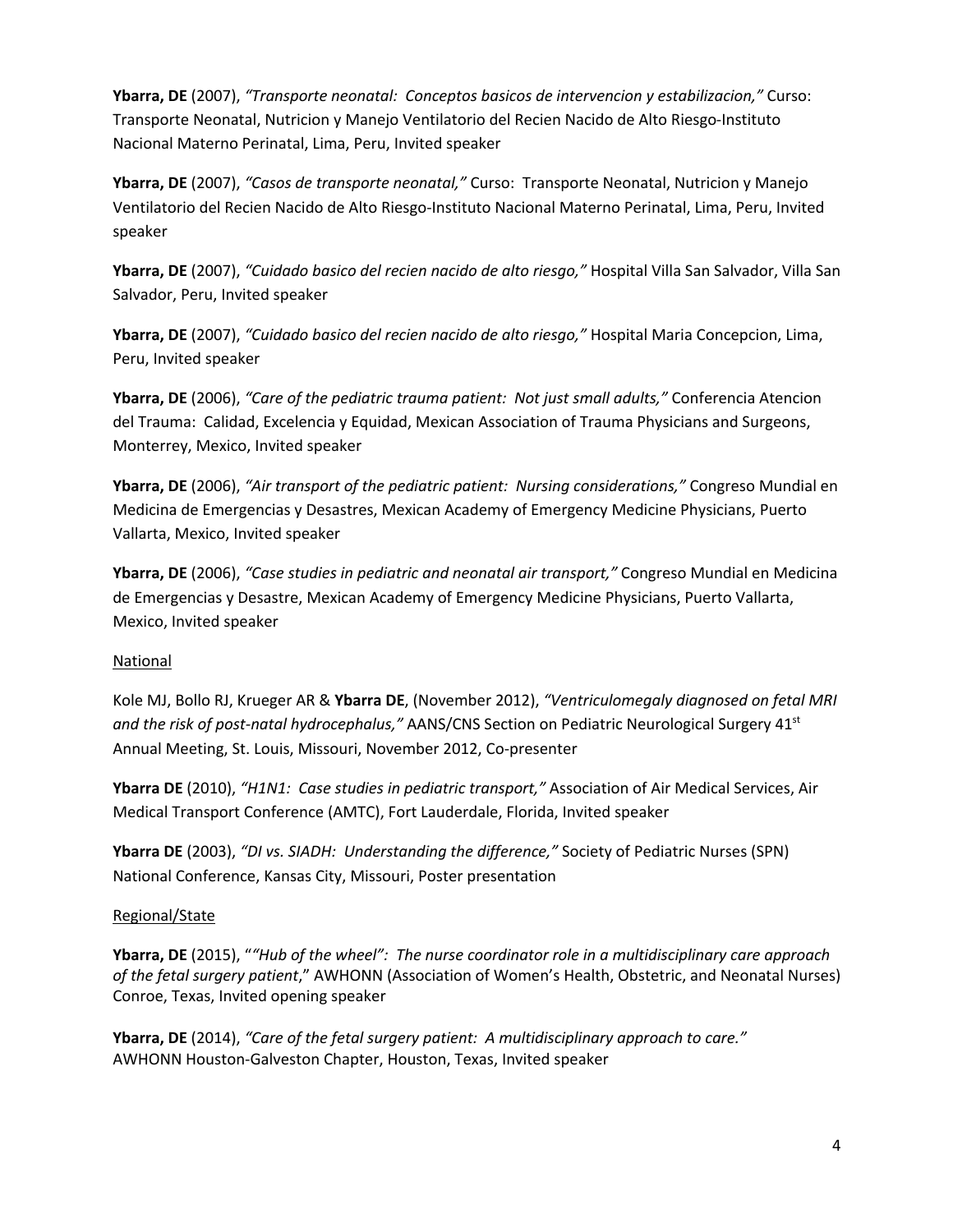**Ybarra, DE** (2007), *"Transporte neonatal: Conceptos basicos de intervencion y estabilizacion,"* Curso: Transporte Neonatal, Nutricion y Manejo Ventilatorio del Recien Nacido de Alto Riesgo-Instituto Nacional Materno Perinatal, Lima, Peru, Invited speaker

**Ybarra, DE** (2007), *"Casos de transporte neonatal,"* Curso: Transporte Neonatal, Nutricion y Manejo Ventilatorio del Recien Nacido de Alto Riesgo-Instituto Nacional Materno Perinatal, Lima, Peru, Invited speaker

**Ybarra, DE** (2007), *"Cuidado basico del recien nacido de alto riesgo,"* Hospital Villa San Salvador, Villa San Salvador, Peru, Invited speaker

**Ybarra, DE** (2007), *"Cuidado basico del recien nacido de alto riesgo,"* Hospital Maria Concepcion, Lima, Peru, Invited speaker

**Ybarra, DE** (2006), *"Care of the pediatric trauma patient: Not just small adults,"* Conferencia Atencion del Trauma: Calidad, Excelencia y Equidad, Mexican Association of Trauma Physicians and Surgeons, Monterrey, Mexico, Invited speaker

**Ybarra, DE** (2006), *"Air transport of the pediatric patient: Nursing considerations,"* Congreso Mundial en Medicina de Emergencias y Desastres, Mexican Academy of Emergency Medicine Physicians, Puerto Vallarta, Mexico, Invited speaker

**Ybarra, DE** (2006), *"Case studies in pediatric and neonatal air transport,"* Congreso Mundial en Medicina de Emergencias y Desastre, Mexican Academy of Emergency Medicine Physicians, Puerto Vallarta, Mexico, Invited speaker

<u>National</u>

Kole MJ, Bollo RJ, Krueger AR & **Ybarra DE**, (November 2012), *"Ventriculomegaly diagnosed on fetal MRI and the risk of post-natal hydrocephalus,"* AANS/CNS Section on Pediatric Neurological Surgery 41st Annual Meeting, St. Louis, Missouri, November 2012, Co-presenter

**Ybarra DE** (2010), *"H1N1: Case studies in pediatric transport,"* Association of Air Medical Services, Air Medical Transport Conference (AMTC), Fort Lauderdale, Florida, Invited speaker

**Ybarra DE** (2003), *"DI vs. SIADH: Understanding the difference,"* Society of Pediatric Nurses (SPN) National Conference, Kansas City, Missouri, Poster presentation

<u>Regional/State</u>

**Ybarra, DE** (2015), "*"Hub of the wheel": The nurse coordinator role in a multidisciplinary care approach of the fetal surgery patient*," AWHONN (Association of Women's Health, Obstetric, and Neonatal Nurses) Conroe, Texas, Invited opening speaker

**Ybarra, DE** (2014), *"Care of the fetal surgery patient: A multidisciplinary approach to care."* AWHONN Houston-Galveston Chapter, Houston, Texas, Invited speaker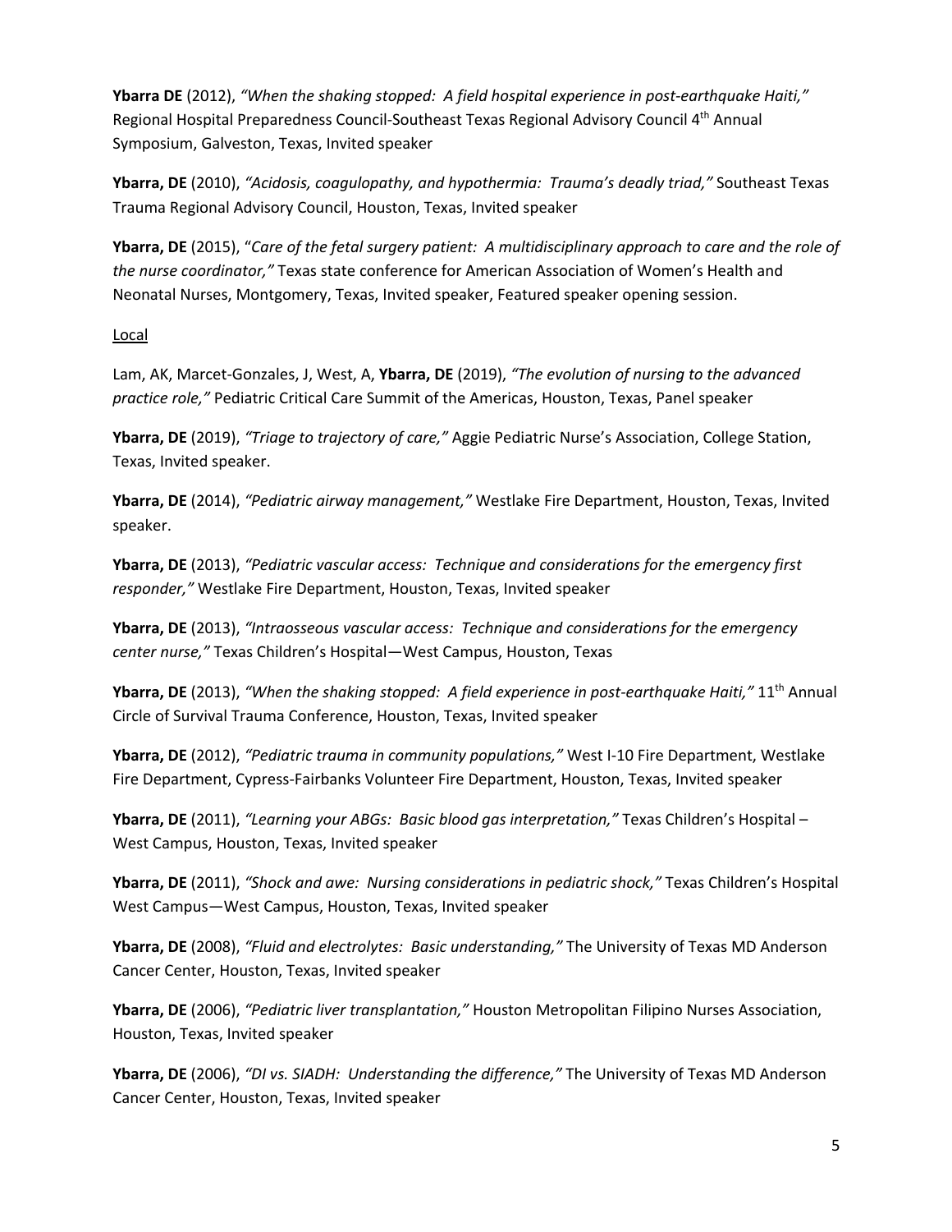**Ybarra DE** (2012), *"When the shaking stopped: A field hospital experience in post-earthquake Haiti,"* Regional Hospital Preparedness Council-Southeast Texas Regional Advisory Council 4th Annual Symposium, Galveston, Texas, Invited speaker

**Ybarra, DE** (2010), *"Acidosis, coagulopathy, and hypothermia: Trauma's deadly triad,"* Southeast Texas Trauma Regional Advisory Council, Houston, Texas, Invited speaker

**Ybarra, DE** (2015), "*Care of the fetal surgery patient: A multidisciplinary approach to care and the role of the nurse coordinator,"* Texas state conference for American Association of Women's Health and Neonatal Nurses, Montgomery, Texas, Invited speaker, Featured speaker opening session.

<u>Local</u>

Lam, AK, Marcet-Gonzales, J, West, A, **Ybarra, DE** (2019), *"The evolution of nursing to the advanced practice role,"* Pediatric Critical Care Summit of the Americas, Houston, Texas, Panel speaker

**Ybarra, DE** (2019), *"Triage to trajectory of care,"* Aggie Pediatric Nurse's Association, College Station, Texas, Invited speaker.

**Ybarra, DE** (2014), *"Pediatric airway management,"* Westlake Fire Department, Houston, Texas, Invited speaker.

**Ybarra, DE** (2013), *"Pediatric vascular access: Technique and considerations for the emergency first responder,"* Westlake Fire Department, Houston, Texas, Invited speaker

**Ybarra, DE** (2013), *"Intraosseous vascular access: Technique and considerations for the emergency center nurse,"* Texas Children's Hospital—West Campus, Houston, Texas

**Ybarra, DE** (2013), *"When the shaking stopped: A field experience in post-earthquake Haiti,"* 11th Annual Circle of Survival Trauma Conference, Houston, Texas, Invited speaker

**Ybarra, DE** (2012), *"Pediatric trauma in community populations,"* West I-10 Fire Department, Westlake Fire Department, Cypress-Fairbanks Volunteer Fire Department, Houston, Texas, Invited speaker

**Ybarra, DE** (2011), *"Learning your ABGs: Basic blood gas interpretation,"* Texas Children's Hospital – West Campus, Houston, Texas, Invited speaker

**Ybarra, DE** (2011), *"Shock and awe: Nursing considerations in pediatric shock,"* Texas Children's Hospital West Campus—West Campus, Houston, Texas, Invited speaker

**Ybarra, DE** (2008), *"Fluid and electrolytes: Basic understanding,"* The University of Texas MD Anderson Cancer Center, Houston, Texas, Invited speaker

**Ybarra, DE** (2006), *"Pediatric liver transplantation,"* Houston Metropolitan Filipino Nurses Association, Houston, Texas, Invited speaker

**Ybarra, DE** (2006), *"DI vs. SIADH: Understanding the difference,"* The University of Texas MD Anderson Cancer Center, Houston, Texas, Invited speaker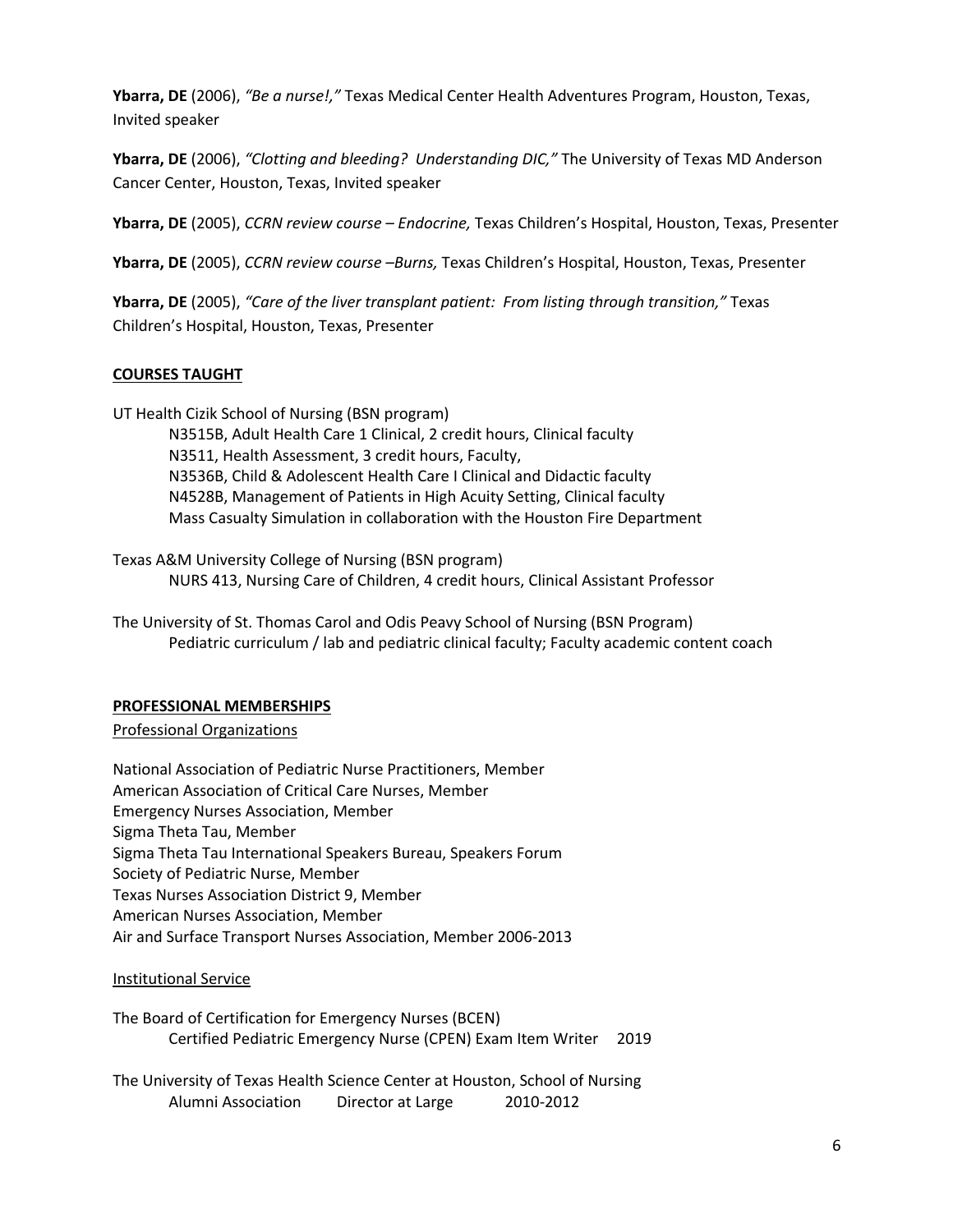**Ybarra, DE** (2006), *"Be a nurse!,"* Texas Medical Center Health Adventures Program, Houston, Texas, Invited speaker

**Ybarra, DE** (2006), *"Clotting and bleeding? Understanding DIC,"* The University of Texas MD Anderson Cancer Center, Houston, Texas, Invited speaker

**Ybarra, DE** (2005), *CCRN review course – Endocrine,* Texas Children's Hospital, Houston, Texas, Presenter

**Ybarra, DE** (2005), *CCRN review course –Burns,* Texas Children's Hospital, Houston, Texas, Presenter

**Ybarra, DE** (2005), *"Care of the liver transplant patient: From listing through transition,"* Texas Children's Hospital, Houston, Texas, Presenter

## COURSES TAUGHT

UT Health Cizik School of Nursing (BSN program)
- N3515B, Adult Health Care 1 Clinical, 2 credit hours, Clinical faculty
- N3511, Health Assessment, 3 credit hours, Faculty,
- N3536B, Child & Adolescent Health Care I Clinical and Didactic faculty
- N4528B, Management of Patients in High Acuity Setting, Clinical faculty
- Mass Casualty Simulation in collaboration with the Houston Fire Department

Texas A&M University College of Nursing (BSN program)
- NURS 413, Nursing Care of Children, 4 credit hours, Clinical Assistant Professor

The University of St. Thomas Carol and Odis Peavy School of Nursing (BSN Program)
- Pediatric curriculum / lab and pediatric clinical faculty; Faculty academic content coach

## PROFESSIONAL MEMBERSHIPS

### Professional Organizations

National Association of Pediatric Nurse Practitioners, Member
American Association of Critical Care Nurses, Member
Emergency Nurses Association, Member
Sigma Theta Tau, Member
Sigma Theta Tau International Speakers Bureau, Speakers Forum
Society of Pediatric Nurse, Member
Texas Nurses Association District 9, Member
American Nurses Association, Member
Air and Surface Transport Nurses Association, Member 2006-2013

### Institutional Service

The Board of Certification for Emergency Nurses (BCEN)
- Certified Pediatric Emergency Nurse (CPEN) Exam Item Writer 2019

The University of Texas Health Science Center at Houston, School of Nursing
- Alumni Association Director at Large 2010-2012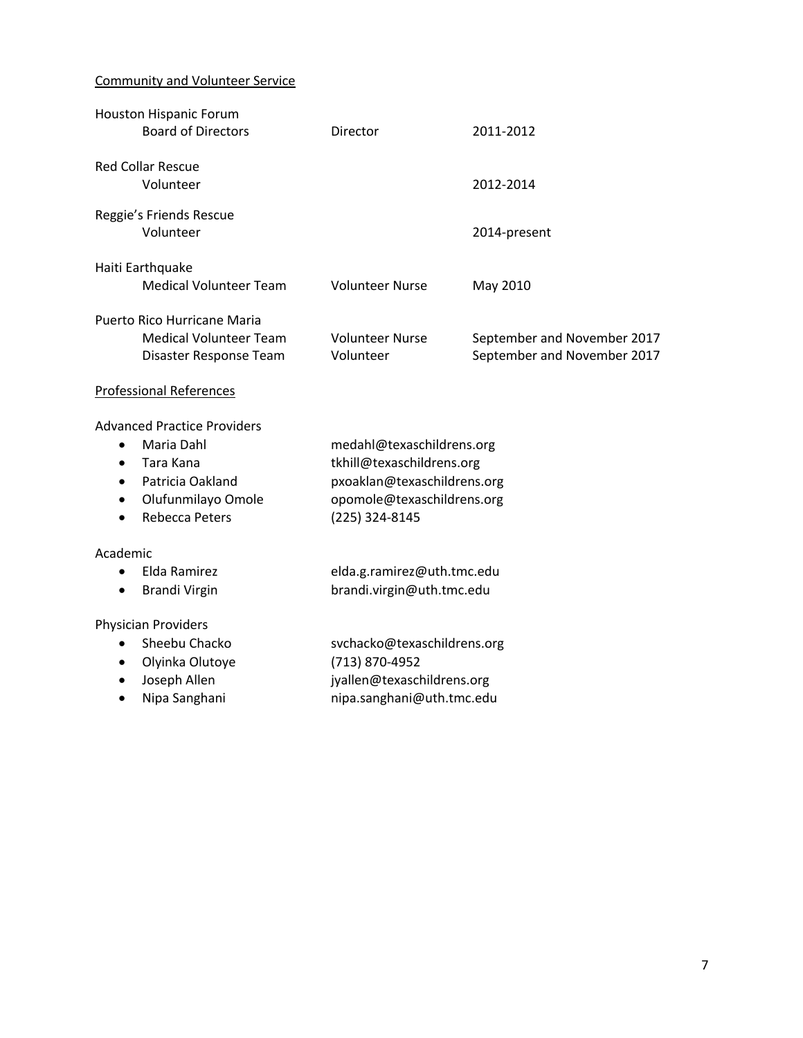<u>Community and Volunteer Service</u>

| | | |
|---|---|---|
| Houston Hispanic Forum | | |
| Board of Directors | Director | 2011-2012 |
| Red Collar Rescue | | |
| Volunteer | | 2012-2014 |
| Reggie's Friends Rescue | | |
| Volunteer | | 2014-present |
| Haiti Earthquake | | |
| Medical Volunteer Team | Volunteer Nurse | May 2010 |
| Puerto Rico Hurricane Maria | | |
| Medical Volunteer Team | Volunteer Nurse | September and November 2017 |
| Disaster Response Team | Volunteer | September and November 2017 |

<u>Professional References</u>

Advanced Practice Providers

- Maria Dahl — medahl@texaschildrens.org
- Tara Kana — tkhill@texaschildrens.org
- Patricia Oakland — pxoaklan@texaschildrens.org
- Olufunmilayo Omole — opomole@texaschildrens.org
- Rebecca Peters — (225) 324-8145

Academic

- Elda Ramirez — elda.g.ramirez@uth.tmc.edu
- Brandi Virgin — brandi.virgin@uth.tmc.edu

Physician Providers

- Sheebu Chacko — svchacko@texaschildrens.org
- Olyinka Olutoye — (713) 870-4952
- Joseph Allen — jyallen@texaschildrens.org
- Nipa Sanghani — nipa.sanghani@uth.tmc.edu